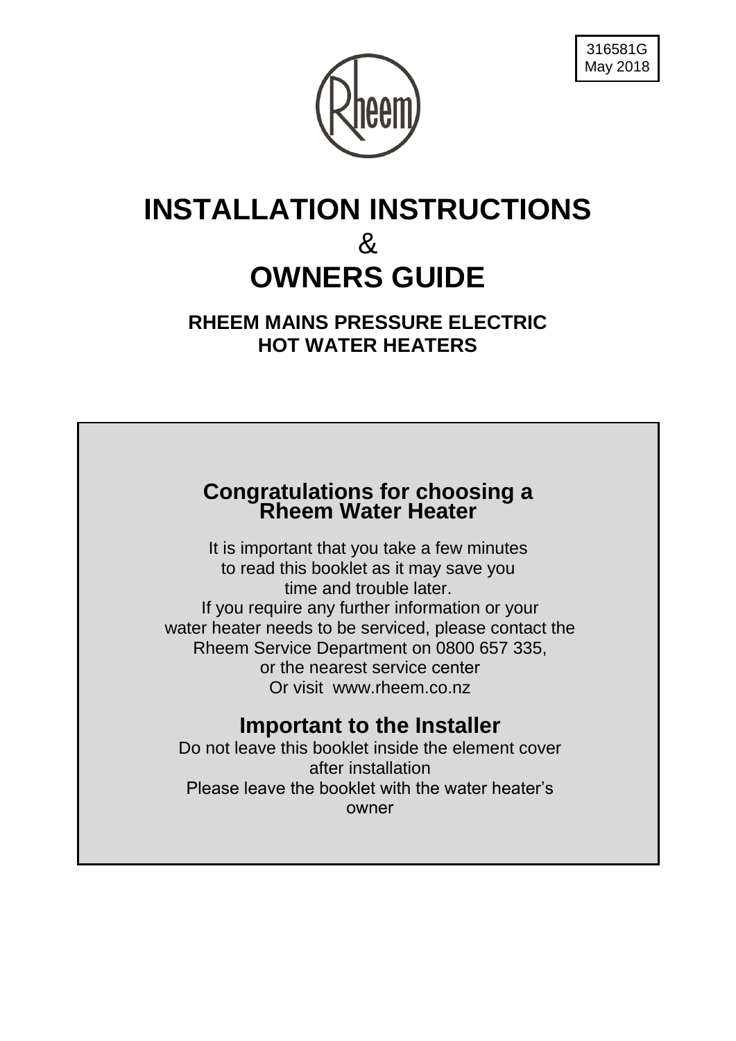316581G
May 2018

Rheem

# INSTALLATION INSTRUCTIONS

&

# OWNERS GUIDE

## RHEEM MAINS PRESSURE ELECTRIC HOT WATER HEATERS

## Congratulations for choosing a Rheem Water Heater

It is important that you take a few minutes to read this booklet as it may save you time and trouble later.
If you require any further information or your water heater needs to be serviced, please contact the Rheem Service Department on 0800 657 335, or the nearest service center
Or visit www.rheem.co.nz

## Important to the Installer

Do not leave this booklet inside the element cover after installation
Please leave the booklet with the water heater's owner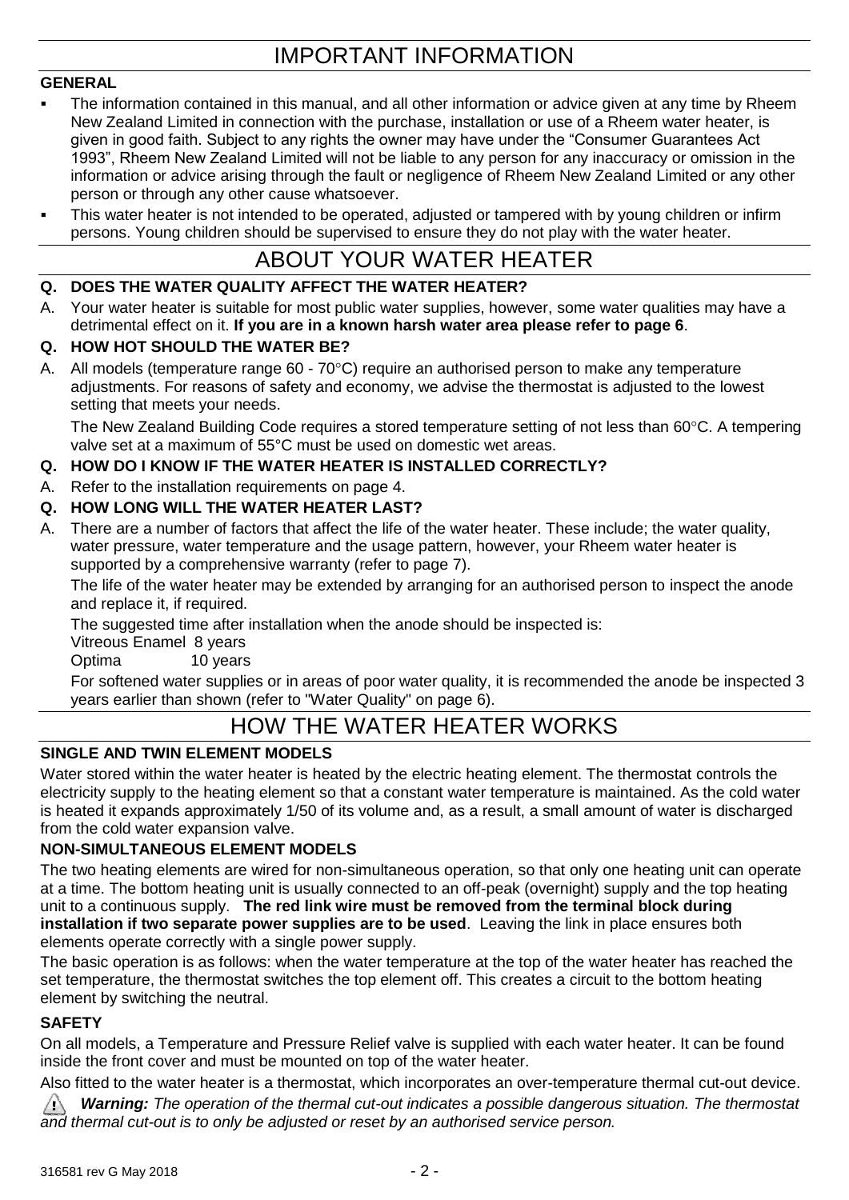# IMPORTANT INFORMATION

### GENERAL

- The information contained in this manual, and all other information or advice given at any time by Rheem New Zealand Limited in connection with the purchase, installation or use of a Rheem water heater, is given in good faith. Subject to any rights the owner may have under the "Consumer Guarantees Act 1993", Rheem New Zealand Limited will not be liable to any person for any inaccuracy or omission in the information or advice arising through the fault or negligence of Rheem New Zealand Limited or any other person or through any other cause whatsoever.
- This water heater is not intended to be operated, adjusted or tampered with by young children or infirm persons. Young children should be supervised to ensure they do not play with the water heater.

# ABOUT YOUR WATER HEATER

**Q. DOES THE WATER QUALITY AFFECT THE WATER HEATER?**

A. Your water heater is suitable for most public water supplies, however, some water qualities may have a detrimental effect on it. **If you are in a known harsh water area please refer to page 6**.

**Q. HOW HOT SHOULD THE WATER BE?**

A. All models (temperature range 60 - 70°C) require an authorised person to make any temperature adjustments. For reasons of safety and economy, we advise the thermostat is adjusted to the lowest setting that meets your needs.

The New Zealand Building Code requires a stored temperature setting of not less than 60°C. A tempering valve set at a maximum of 55°C must be used on domestic wet areas.

**Q. HOW DO I KNOW IF THE WATER HEATER IS INSTALLED CORRECTLY?**

A. Refer to the installation requirements on page 4.

**Q. HOW LONG WILL THE WATER HEATER LAST?**

A. There are a number of factors that affect the life of the water heater. These include; the water quality, water pressure, water temperature and the usage pattern, however, your Rheem water heater is supported by a comprehensive warranty (refer to page 7).

The life of the water heater may be extended by arranging for an authorised person to inspect the anode and replace it, if required.

The suggested time after installation when the anode should be inspected is:

Vitreous Enamel 8 years
Optima 10 years

For softened water supplies or in areas of poor water quality, it is recommended the anode be inspected 3 years earlier than shown (refer to "Water Quality" on page 6).

# HOW THE WATER HEATER WORKS

### SINGLE AND TWIN ELEMENT MODELS

Water stored within the water heater is heated by the electric heating element. The thermostat controls the electricity supply to the heating element so that a constant water temperature is maintained. As the cold water is heated it expands approximately 1/50 of its volume and, as a result, a small amount of water is discharged from the cold water expansion valve.

### NON-SIMULTANEOUS ELEMENT MODELS

The two heating elements are wired for non-simultaneous operation, so that only one heating unit can operate at a time. The bottom heating unit is usually connected to an off-peak (overnight) supply and the top heating unit to a continuous supply. **The red link wire must be removed from the terminal block during installation if two separate power supplies are to be used**. Leaving the link in place ensures both elements operate correctly with a single power supply.

The basic operation is as follows: when the water temperature at the top of the water heater has reached the set temperature, the thermostat switches the top element off. This creates a circuit to the bottom heating element by switching the neutral.

### SAFETY

On all models, a Temperature and Pressure Relief valve is supplied with each water heater. It can be found inside the front cover and must be mounted on top of the water heater.

Also fitted to the water heater is a thermostat, which incorporates an over-temperature thermal cut-out device.

⚠ ***Warning:*** *The operation of the thermal cut-out indicates a possible dangerous situation. The thermostat and thermal cut-out is to only be adjusted or reset by an authorised service person.*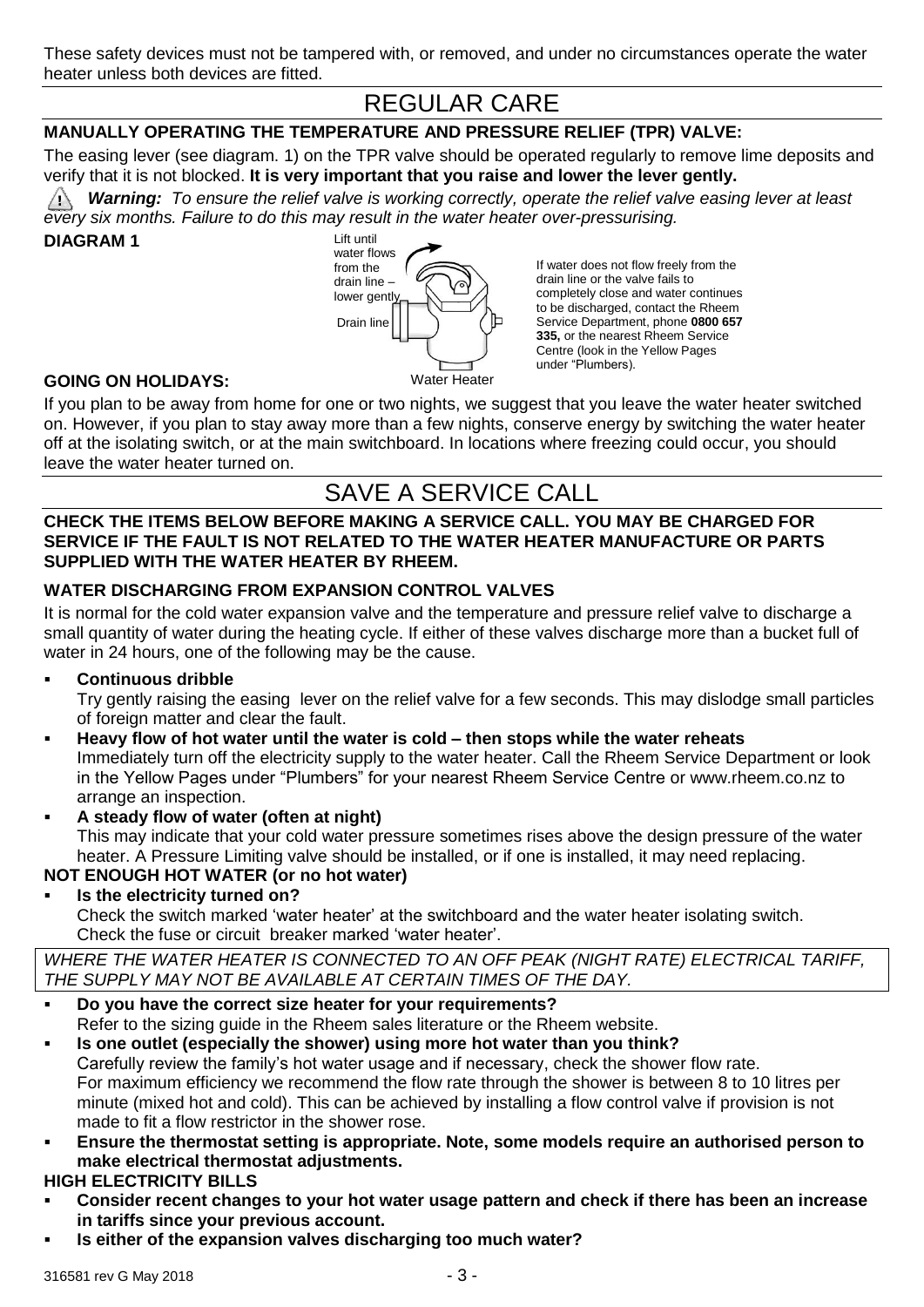These safety devices must not be tampered with, or removed, and under no circumstances operate the water heater unless both devices are fitted.

# REGULAR CARE

### MANUALLY OPERATING THE TEMPERATURE AND PRESSURE RELIEF (TPR) VALVE:

The easing lever (see diagram. 1) on the TPR valve should be operated regularly to remove lime deposits and verify that it is not blocked. **It is very important that you raise and lower the lever gently.**

⚠ ***Warning:*** *To ensure the relief valve is working correctly, operate the relief valve easing lever at least every six months. Failure to do this may result in the water heater over-pressurising.*

**DIAGRAM 1**

Lift until water flows from the drain line – lower gently

Drain line

Water Heater

If water does not flow freely from the drain line or the valve fails to completely close and water continues to be discharged, contact the Rheem Service Department, phone **0800 657 335,** or the nearest Rheem Service Centre (look in the Yellow Pages under "Plumbers).

### GOING ON HOLIDAYS:

If you plan to be away from home for one or two nights, we suggest that you leave the water heater switched on. However, if you plan to stay away more than a few nights, conserve energy by switching the water heater off at the isolating switch, or at the main switchboard. In locations where freezing could occur, you should leave the water heater turned on.

# SAVE A SERVICE CALL

**CHECK THE ITEMS BELOW BEFORE MAKING A SERVICE CALL. YOU MAY BE CHARGED FOR SERVICE IF THE FAULT IS NOT RELATED TO THE WATER HEATER MANUFACTURE OR PARTS SUPPLIED WITH THE WATER HEATER BY RHEEM.**

### WATER DISCHARGING FROM EXPANSION CONTROL VALVES

It is normal for the cold water expansion valve and the temperature and pressure relief valve to discharge a small quantity of water during the heating cycle. If either of these valves discharge more than a bucket full of water in 24 hours, one of the following may be the cause.

- **Continuous dribble**
  Try gently raising the easing lever on the relief valve for a few seconds. This may dislodge small particles of foreign matter and clear the fault.
- **Heavy flow of hot water until the water is cold – then stops while the water reheats**
  Immediately turn off the electricity supply to the water heater. Call the Rheem Service Department or look in the Yellow Pages under "Plumbers" for your nearest Rheem Service Centre or www.rheem.co.nz to arrange an inspection.
- **A steady flow of water (often at night)**
  This may indicate that your cold water pressure sometimes rises above the design pressure of the water heater. A Pressure Limiting valve should be installed, or if one is installed, it may need replacing.

### NOT ENOUGH HOT WATER (or no hot water)

- **Is the electricity turned on?**
  Check the switch marked 'water heater' at the switchboard and the water heater isolating switch.
  Check the fuse or circuit breaker marked 'water heater'.

*WHERE THE WATER HEATER IS CONNECTED TO AN OFF PEAK (NIGHT RATE) ELECTRICAL TARIFF, THE SUPPLY MAY NOT BE AVAILABLE AT CERTAIN TIMES OF THE DAY.*

- **Do you have the correct size heater for your requirements?**
  Refer to the sizing guide in the Rheem sales literature or the Rheem website.
- **Is one outlet (especially the shower) using more hot water than you think?**
  Carefully review the family's hot water usage and if necessary, check the shower flow rate.
  For maximum efficiency we recommend the flow rate through the shower is between 8 to 10 litres per minute (mixed hot and cold). This can be achieved by installing a flow control valve if provision is not made to fit a flow restrictor in the shower rose.
- **Ensure the thermostat setting is appropriate. Note, some models require an authorised person to make electrical thermostat adjustments.**

### HIGH ELECTRICITY BILLS

- **Consider recent changes to your hot water usage pattern and check if there has been an increase in tariffs since your previous account.**
- **Is either of the expansion valves discharging too much water?**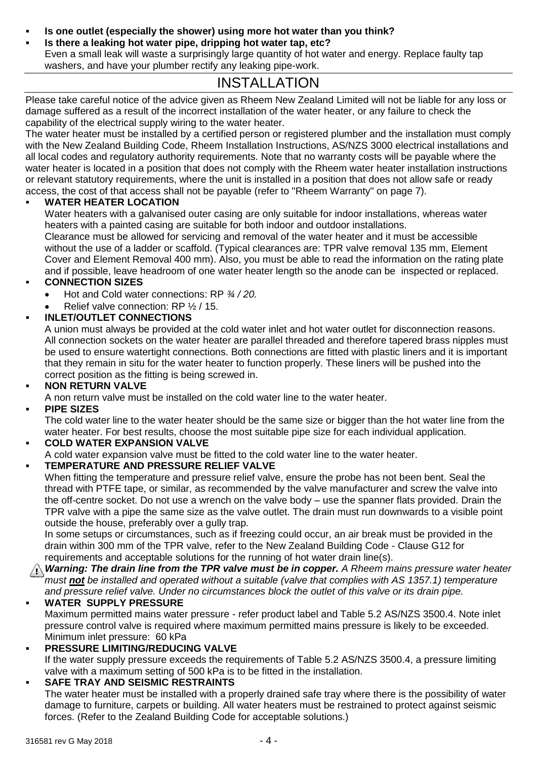- **Is one outlet (especially the shower) using more hot water than you think?**
- **Is there a leaking hot water pipe, dripping hot water tap, etc?**
  Even a small leak will waste a surprisingly large quantity of hot water and energy. Replace faulty tap washers, and have your plumber rectify any leaking pipe-work.

# INSTALLATION

Please take careful notice of the advice given as Rheem New Zealand Limited will not be liable for any loss or damage suffered as a result of the incorrect installation of the water heater, or any failure to check the capability of the electrical supply wiring to the water heater.

The water heater must be installed by a certified person or registered plumber and the installation must comply with the New Zealand Building Code, Rheem Installation Instructions, AS/NZS 3000 electrical installations and all local codes and regulatory authority requirements. Note that no warranty costs will be payable where the water heater is located in a position that does not comply with the Rheem water heater installation instructions or relevant statutory requirements, where the unit is installed in a position that does not allow safe or ready access, the cost of that access shall not be payable (refer to "Rheem Warranty" on page 7).

- **WATER HEATER LOCATION**
  Water heaters with a galvanised outer casing are only suitable for indoor installations, whereas water heaters with a painted casing are suitable for both indoor and outdoor installations.
  Clearance must be allowed for servicing and removal of the water heater and it must be accessible without the use of a ladder or scaffold. (Typical clearances are: TPR valve removal 135 mm, Element Cover and Element Removal 400 mm). Also, you must be able to read the information on the rating plate and if possible, leave headroom of one water heater length so the anode can be inspected or replaced.
- **CONNECTION SIZES**
  - Hot and Cold water connections: RP *¾ / 20.*
  - Relief valve connection: RP ½ / 15.
- **INLET/OUTLET CONNECTIONS**
  A union must always be provided at the cold water inlet and hot water outlet for disconnection reasons. All connection sockets on the water heater are parallel threaded and therefore tapered brass nipples must be used to ensure watertight connections. Both connections are fitted with plastic liners and it is important that they remain in situ for the water heater to function properly. These liners will be pushed into the correct position as the fitting is being screwed in.
- **NON RETURN VALVE**
  A non return valve must be installed on the cold water line to the water heater.
- **PIPE SIZES**
  The cold water line to the water heater should be the same size or bigger than the hot water line from the water heater. For best results, choose the most suitable pipe size for each individual application.
- **COLD WATER EXPANSION VALVE**
  A cold water expansion valve must be fitted to the cold water line to the water heater.
- **TEMPERATURE AND PRESSURE RELIEF VALVE**
  When fitting the temperature and pressure relief valve, ensure the probe has not been bent. Seal the thread with PTFE tape, or similar, as recommended by the valve manufacturer and screw the valve into the off-centre socket. Do not use a wrench on the valve body – use the spanner flats provided. Drain the TPR valve with a pipe the same size as the valve outlet. The drain must run downwards to a visible point outside the house, preferably over a gully trap.
  In some setups or circumstances, such as if freezing could occur, an air break must be provided in the drain within 300 mm of the TPR valve, refer to the New Zealand Building Code - Clause G12 for requirements and acceptable solutions for the running of hot water drain line(s).

  ⚠ ***Warning: The drain line from the TPR valve must be in copper.*** *A Rheem mains pressure water heater must* ***not*** *be installed and operated without a suitable (valve that complies with AS 1357.1) temperature and pressure relief valve. Under no circumstances block the outlet of this valve or its drain pipe.*
- **WATER SUPPLY PRESSURE**
  Maximum permitted mains water pressure - refer product label and Table 5.2 AS/NZS 3500.4. Note inlet pressure control valve is required where maximum permitted mains pressure is likely to be exceeded. Minimum inlet pressure: 60 kPa
- **PRESSURE LIMITING/REDUCING VALVE**
  If the water supply pressure exceeds the requirements of Table 5.2 AS/NZS 3500.4, a pressure limiting valve with a maximum setting of 500 kPa is to be fitted in the installation.
- **SAFE TRAY AND SEISMIC RESTRAINTS**
  The water heater must be installed with a properly drained safe tray where there is the possibility of water damage to furniture, carpets or building. All water heaters must be restrained to protect against seismic forces. (Refer to the Zealand Building Code for acceptable solutions.)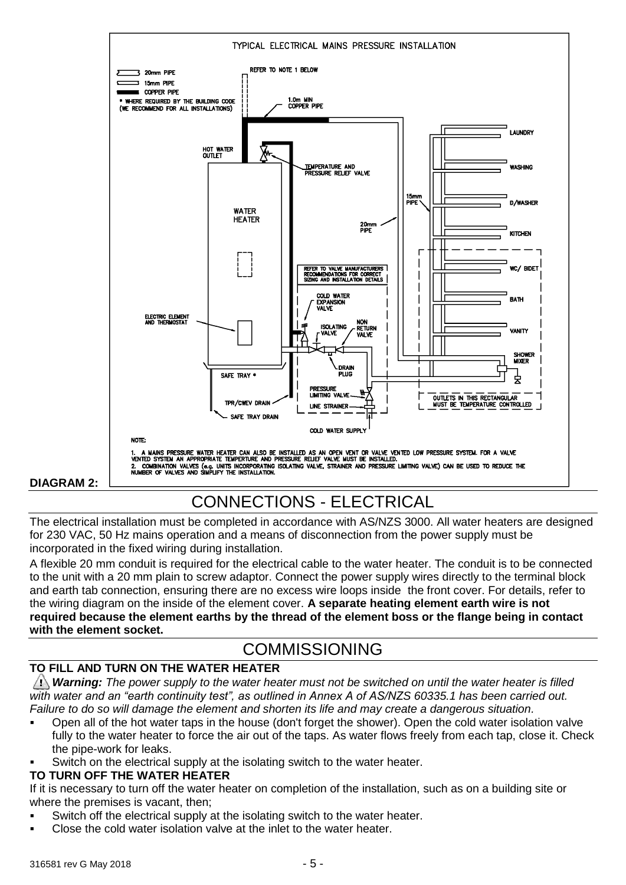TYPICAL ELECTRICAL MAINS PRESSURE INSTALLATION

20mm PIPE
15mm PIPE
COPPER PIPE
* WHERE REQUIRED BY THE BUILDING CODE (WE RECOMMEND FOR ALL INSTALLATIONS)

REFER TO NOTE 1 BELOW
1.0m MIN COPPER PIPE
HOT WATER OUTLET
TEMPERATURE AND PRESSURE RELIEF VALVE
WATER HEATER
15mm PIPE
20mm PIPE
LAUNDRY
WASHING
D/WASHER
KITCHEN
WC/ BIDET
BATH
VANITY
SHOWER MIXER
REFER TO VALVE MANUFACTURERS RECOMMENDATIONS FOR CORRECT SIZING AND INSTALLATION DETAILS
COLD WATER EXPANSION VALVE
ISOLATING VALVE
NON RETURN VALVE
ELECTRIC ELEMENT AND THERMOSTAT
DRAIN PLUG
SAFE TRAY *
PRESSURE LIMITING VALVE
LINE STRAINER
TPR/CWEV DRAIN
SAFE TRAY DRAIN
COLD WATER SUPPLY
OUTLETS IN THIS RECTANGULAR MUST BE TEMPERATURE CONTROLLED

NOTE:

1. A MAINS PRESSURE WATER HEATER CAN ALSO BE INSTALLED AS AN OPEN VENT OR VALVE VENTED LOW PRESSURE SYSTEM. FOR A VALVE VENTED SYSTEM AN APPROPRIATE TEMPERTURE AND PRESSURE RELIEF VALVE MUST BE INSTALLED.
2. COMBINATION VALVES (e.g. UNITS INCORPORATING ISOLATING VALVE, STRAINER AND PRESSURE LIMITING VALVE) CAN BE USED TO REDUCE THE NUMBER OF VALVES AND SIMPLIFY THE INSTALLATION.

**DIAGRAM 2:**

# CONNECTIONS - ELECTRICAL

The electrical installation must be completed in accordance with AS/NZS 3000. All water heaters are designed for 230 VAC, 50 Hz mains operation and a means of disconnection from the power supply must be incorporated in the fixed wiring during installation.

A flexible 20 mm conduit is required for the electrical cable to the water heater. The conduit is to be connected to the unit with a 20 mm plain to screw adaptor. Connect the power supply wires directly to the terminal block and earth tab connection, ensuring there are no excess wire loops inside the front cover. For details, refer to the wiring diagram on the inside of the element cover. **A separate heating element earth wire is not required because the element earths by the thread of the element boss or the flange being in contact with the element socket.**

# COMMISSIONING

### TO FILL AND TURN ON THE WATER HEATER

⚠ ***Warning:*** *The power supply to the water heater must not be switched on until the water heater is filled with water and an "earth continuity test", as outlined in Annex A of AS/NZS 60335.1 has been carried out. Failure to do so will damage the element and shorten its life and may create a dangerous situation.*

- Open all of the hot water taps in the house (don't forget the shower). Open the cold water isolation valve fully to the water heater to force the air out of the taps. As water flows freely from each tap, close it. Check the pipe-work for leaks.
- Switch on the electrical supply at the isolating switch to the water heater.

### TO TURN OFF THE WATER HEATER

If it is necessary to turn off the water heater on completion of the installation, such as on a building site or where the premises is vacant, then;

- Switch off the electrical supply at the isolating switch to the water heater.
- Close the cold water isolation valve at the inlet to the water heater.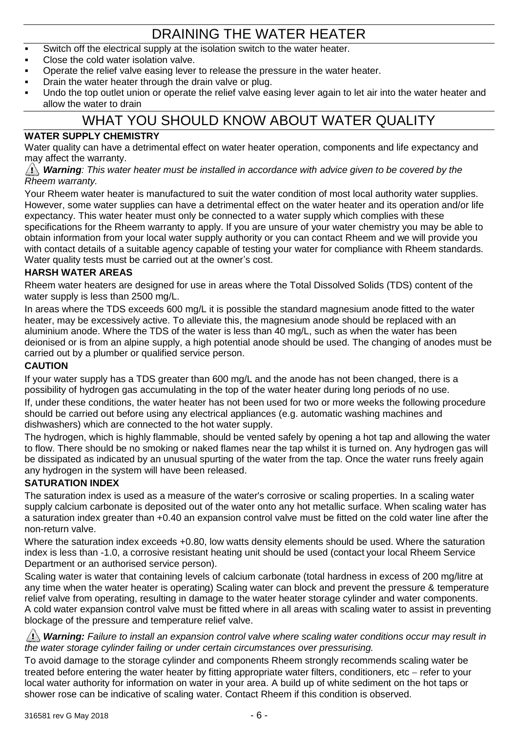# DRAINING THE WATER HEATER

- Switch off the electrical supply at the isolation switch to the water heater.
- Close the cold water isolation valve.
- Operate the relief valve easing lever to release the pressure in the water heater.
- Drain the water heater through the drain valve or plug.
- Undo the top outlet union or operate the relief valve easing lever again to let air into the water heater and allow the water to drain

# WHAT YOU SHOULD KNOW ABOUT WATER QUALITY

### WATER SUPPLY CHEMISTRY

Water quality can have a detrimental effect on water heater operation, components and life expectancy and may affect the warranty.

⚠ ***Warning**: This water heater must be installed in accordance with advice given to be covered by the Rheem warranty.*

Your Rheem water heater is manufactured to suit the water condition of most local authority water supplies. However, some water supplies can have a detrimental effect on the water heater and its operation and/or life expectancy. This water heater must only be connected to a water supply which complies with these specifications for the Rheem warranty to apply. If you are unsure of your water chemistry you may be able to obtain information from your local water supply authority or you can contact Rheem and we will provide you with contact details of a suitable agency capable of testing your water for compliance with Rheem standards. Water quality tests must be carried out at the owner's cost.

### HARSH WATER AREAS

Rheem water heaters are designed for use in areas where the Total Dissolved Solids (TDS) content of the water supply is less than 2500 mg/L.

In areas where the TDS exceeds 600 mg/L it is possible the standard magnesium anode fitted to the water heater, may be excessively active. To alleviate this, the magnesium anode should be replaced with an aluminium anode. Where the TDS of the water is less than 40 mg/L, such as when the water has been deionised or is from an alpine supply, a high potential anode should be used. The changing of anodes must be carried out by a plumber or qualified service person.

### CAUTION

If your water supply has a TDS greater than 600 mg/L and the anode has not been changed, there is a possibility of hydrogen gas accumulating in the top of the water heater during long periods of no use.

If, under these conditions, the water heater has not been used for two or more weeks the following procedure should be carried out before using any electrical appliances (e.g. automatic washing machines and dishwashers) which are connected to the hot water supply.

The hydrogen, which is highly flammable, should be vented safely by opening a hot tap and allowing the water to flow. There should be no smoking or naked flames near the tap whilst it is turned on. Any hydrogen gas will be dissipated as indicated by an unusual spurting of the water from the tap. Once the water runs freely again any hydrogen in the system will have been released.

### SATURATION INDEX

The saturation index is used as a measure of the water's corrosive or scaling properties. In a scaling water supply calcium carbonate is deposited out of the water onto any hot metallic surface. When scaling water has a saturation index greater than +0.40 an expansion control valve must be fitted on the cold water line after the non-return valve.

Where the saturation index exceeds +0.80, low watts density elements should be used. Where the saturation index is less than -1.0, a corrosive resistant heating unit should be used (contact your local Rheem Service Department or an authorised service person).

Scaling water is water that containing levels of calcium carbonate (total hardness in excess of 200 mg/litre at any time when the water heater is operating) Scaling water can block and prevent the pressure & temperature relief valve from operating, resulting in damage to the water heater storage cylinder and water components. A cold water expansion control valve must be fitted where in all areas with scaling water to assist in preventing blockage of the pressure and temperature relief valve.

⚠ ***Warning:** Failure to install an expansion control valve where scaling water conditions occur may result in the water storage cylinder failing or under certain circumstances over pressurising.*

To avoid damage to the storage cylinder and components Rheem strongly recommends scaling water be treated before entering the water heater by fitting appropriate water filters, conditioners, etc – refer to your local water authority for information on water in your area. A build up of white sediment on the hot taps or shower rose can be indicative of scaling water. Contact Rheem if this condition is observed.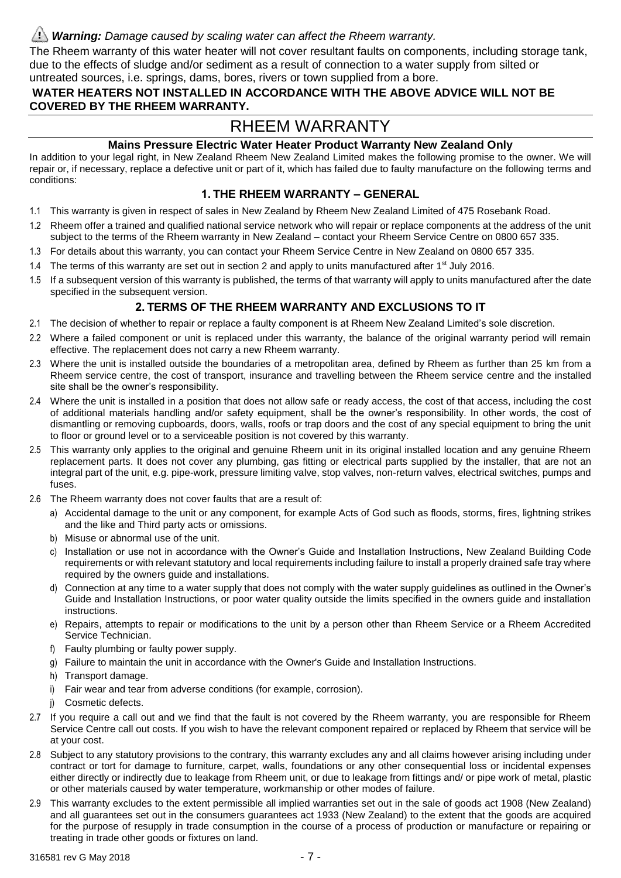⚠ ***Warning:*** *Damage caused by scaling water can affect the Rheem warranty.*

The Rheem warranty of this water heater will not cover resultant faults on components, including storage tank, due to the effects of sludge and/or sediment as a result of connection to a water supply from silted or untreated sources, i.e. springs, dams, bores, rivers or town supplied from a bore.

**WATER HEATERS NOT INSTALLED IN ACCORDANCE WITH THE ABOVE ADVICE WILL NOT BE COVERED BY THE RHEEM WARRANTY.**

# RHEEM WARRANTY

## Mains Pressure Electric Water Heater Product Warranty New Zealand Only

In addition to your legal right, in New Zealand Rheem New Zealand Limited makes the following promise to the owner. We will repair or, if necessary, replace a defective unit or part of it, which has failed due to faulty manufacture on the following terms and conditions:

### 1. THE RHEEM WARRANTY – GENERAL

1.1 This warranty is given in respect of sales in New Zealand by Rheem New Zealand Limited of 475 Rosebank Road.

1.2 Rheem offer a trained and qualified national service network who will repair or replace components at the address of the unit subject to the terms of the Rheem warranty in New Zealand – contact your Rheem Service Centre on 0800 657 335.

1.3 For details about this warranty, you can contact your Rheem Service Centre in New Zealand on 0800 657 335.

1.4 The terms of this warranty are set out in section 2 and apply to units manufactured after 1st July 2016.

1.5 If a subsequent version of this warranty is published, the terms of that warranty will apply to units manufactured after the date specified in the subsequent version.

### 2. TERMS OF THE RHEEM WARRANTY AND EXCLUSIONS TO IT

2.1 The decision of whether to repair or replace a faulty component is at Rheem New Zealand Limited's sole discretion.

2.2 Where a failed component or unit is replaced under this warranty, the balance of the original warranty period will remain effective. The replacement does not carry a new Rheem warranty.

2.3 Where the unit is installed outside the boundaries of a metropolitan area, defined by Rheem as further than 25 km from a Rheem service centre, the cost of transport, insurance and travelling between the Rheem service centre and the installed site shall be the owner's responsibility.

2.4 Where the unit is installed in a position that does not allow safe or ready access, the cost of that access, including the cost of additional materials handling and/or safety equipment, shall be the owner's responsibility. In other words, the cost of dismantling or removing cupboards, doors, walls, roofs or trap doors and the cost of any special equipment to bring the unit to floor or ground level or to a serviceable position is not covered by this warranty.

2.5 This warranty only applies to the original and genuine Rheem unit in its original installed location and any genuine Rheem replacement parts. It does not cover any plumbing, gas fitting or electrical parts supplied by the installer, that are not an integral part of the unit, e.g. pipe-work, pressure limiting valve, stop valves, non-return valves, electrical switches, pumps and fuses.

2.6 The Rheem warranty does not cover faults that are a result of:

a) Accidental damage to the unit or any component, for example Acts of God such as floods, storms, fires, lightning strikes and the like and Third party acts or omissions.

b) Misuse or abnormal use of the unit.

c) Installation or use not in accordance with the Owner's Guide and Installation Instructions, New Zealand Building Code requirements or with relevant statutory and local requirements including failure to install a properly drained safe tray where required by the owners guide and installations.

d) Connection at any time to a water supply that does not comply with the water supply guidelines as outlined in the Owner's Guide and Installation Instructions, or poor water quality outside the limits specified in the owners guide and installation instructions.

e) Repairs, attempts to repair or modifications to the unit by a person other than Rheem Service or a Rheem Accredited Service Technician.

f) Faulty plumbing or faulty power supply.

g) Failure to maintain the unit in accordance with the Owner's Guide and Installation Instructions.

h) Transport damage.

i) Fair wear and tear from adverse conditions (for example, corrosion).

j) Cosmetic defects.

2.7 If you require a call out and we find that the fault is not covered by the Rheem warranty, you are responsible for Rheem Service Centre call out costs. If you wish to have the relevant component repaired or replaced by Rheem that service will be at your cost.

2.8 Subject to any statutory provisions to the contrary, this warranty excludes any and all claims however arising including under contract or tort for damage to furniture, carpet, walls, foundations or any other consequential loss or incidental expenses either directly or indirectly due to leakage from Rheem unit, or due to leakage from fittings and/ or pipe work of metal, plastic or other materials caused by water temperature, workmanship or other modes of failure.

2.9 This warranty excludes to the extent permissible all implied warranties set out in the sale of goods act 1908 (New Zealand) and all guarantees set out in the consumers guarantees act 1933 (New Zealand) to the extent that the goods are acquired for the purpose of resupply in trade consumption in the course of a process of production or manufacture or repairing or treating in trade other goods or fixtures on land.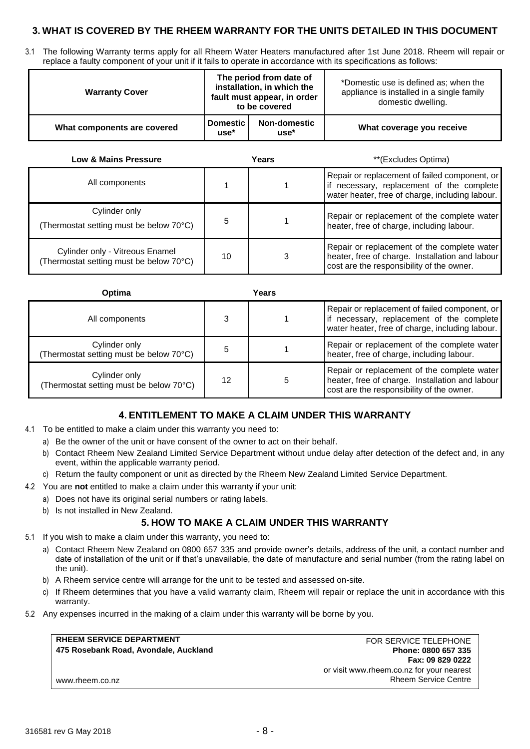## 3. WHAT IS COVERED BY THE RHEEM WARRANTY FOR THE UNITS DETAILED IN THIS DOCUMENT

3.1 The following Warranty terms apply for all Rheem Water Heaters manufactured after 1st June 2018. Rheem will repair or replace a faulty component of your unit if it fails to operate in accordance with its specifications as follows:

| Warranty Cover | The period from date of installation, in which the fault must appear, in order to be covered | | *Domestic use is defined as; when the appliance is installed in a single family domestic dwelling. |
|---|---|---|---|
| **What components are covered** | **Domestic use*** | **Non-domestic use*** | **What coverage you receive** |
| **Low & Mains Pressure** | **Years** | | **(Excludes Optima) |
| All components | 1 | 1 | Repair or replacement of failed component, or if necessary, replacement of the complete water heater, free of charge, including labour. |
| Cylinder only (Thermostat setting must be below 70°C) | 5 | 1 | Repair or replacement of the complete water heater, free of charge, including labour. |
| Cylinder only - Vitreous Enamel (Thermostat setting must be below 70°C) | 10 | 3 | Repair or replacement of the complete water heater, free of charge. Installation and labour cost are the responsibility of the owner. |
| **Optima** | **Years** | | |
| All components | 3 | 1 | Repair or replacement of failed component, or if necessary, replacement of the complete water heater, free of charge, including labour. |
| Cylinder only (Thermostat setting must be below 70°C) | 5 | 1 | Repair or replacement of the complete water heater, free of charge, including labour. |
| Cylinder only (Thermostat setting must be below 70°C) | 12 | 5 | Repair or replacement of the complete water heater, free of charge. Installation and labour cost are the responsibility of the owner. |

## 4. ENTITLEMENT TO MAKE A CLAIM UNDER THIS WARRANTY

4.1 To be entitled to make a claim under this warranty you need to:

a) Be the owner of the unit or have consent of the owner to act on their behalf.

b) Contact Rheem New Zealand Limited Service Department without undue delay after detection of the defect and, in any event, within the applicable warranty period.

c) Return the faulty component or unit as directed by the Rheem New Zealand Limited Service Department.

4.2 You are **not** entitled to make a claim under this warranty if your unit:

a) Does not have its original serial numbers or rating labels.

b) Is not installed in New Zealand.

## 5. HOW TO MAKE A CLAIM UNDER THIS WARRANTY

5.1 If you wish to make a claim under this warranty, you need to:

a) Contact Rheem New Zealand on 0800 657 335 and provide owner's details, address of the unit, a contact number and date of installation of the unit or if that's unavailable, the date of manufacture and serial number (from the rating label on the unit).

b) A Rheem service centre will arrange for the unit to be tested and assessed on-site.

c) If Rheem determines that you have a valid warranty claim, Rheem will repair or replace the unit in accordance with this warranty.

5.2 Any expenses incurred in the making of a claim under this warranty will be borne by you.

**RHEEM SERVICE DEPARTMENT**
**475 Rosebank Road, Avondale, Auckland**

www.rheem.co.nz

FOR SERVICE TELEPHONE
**Phone: 0800 657 335**
**Fax: 09 829 0222**
or visit www.rheem.co.nz for your nearest Rheem Service Centre

316581 rev G May 2018